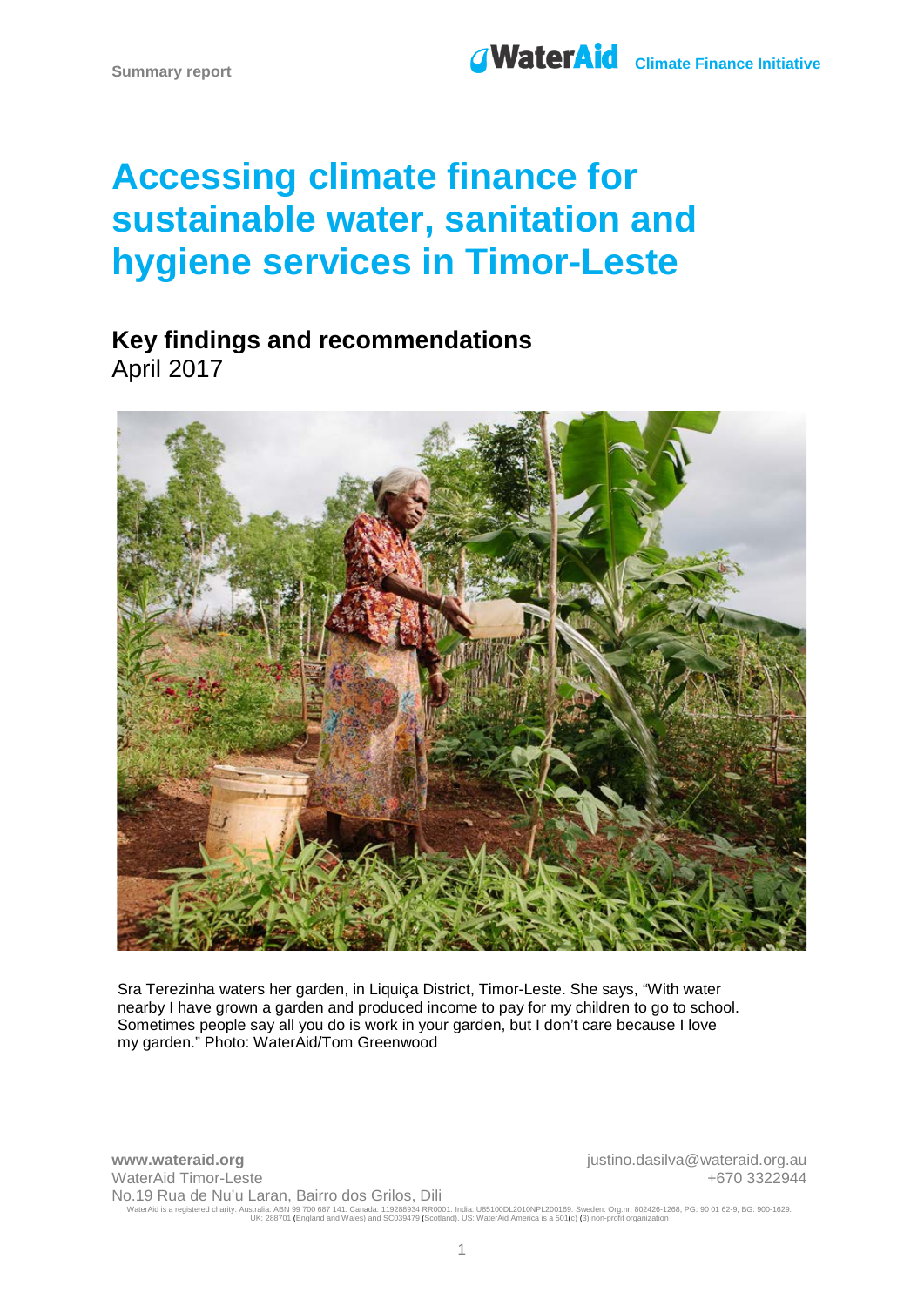Summary report

WaterAid Climate Finance Initiative

# Accessing climate finance for sustainable water, sanitation and hygiene services in Timor-Leste

## Key findings and recommendations

April 2017

Sra Terezinha waters her garden, in Liquiça District, Timor-Leste. She says, "With water nearby I have grown a garden and produced income to pay for my children to go to school. Sometimes people say all you do is work in your garden, but I don't care because I love my garden." Photo: WaterAid/Tom Greenwood

**www.wateraid.org**
WaterAid Timor-Leste
No.19 Rua de Nu'u Laran, Bairro dos Grilos, Dili

justino.dasilva@wateraid.org.au
+670 3322944

WaterAid is a registered charity: Australia: ABN 99 700 687 141. Canada: 119288934 RR0001. India: U85100DL2010NPL200169. Sweden: Org.nr: 802426-1268, PG: 90 01 62-9, BG: 900-1629. UK: 288701 (England and Wales) and SC039479 (Scotland). US: WaterAid America is a 501(c) (3) non-profit organization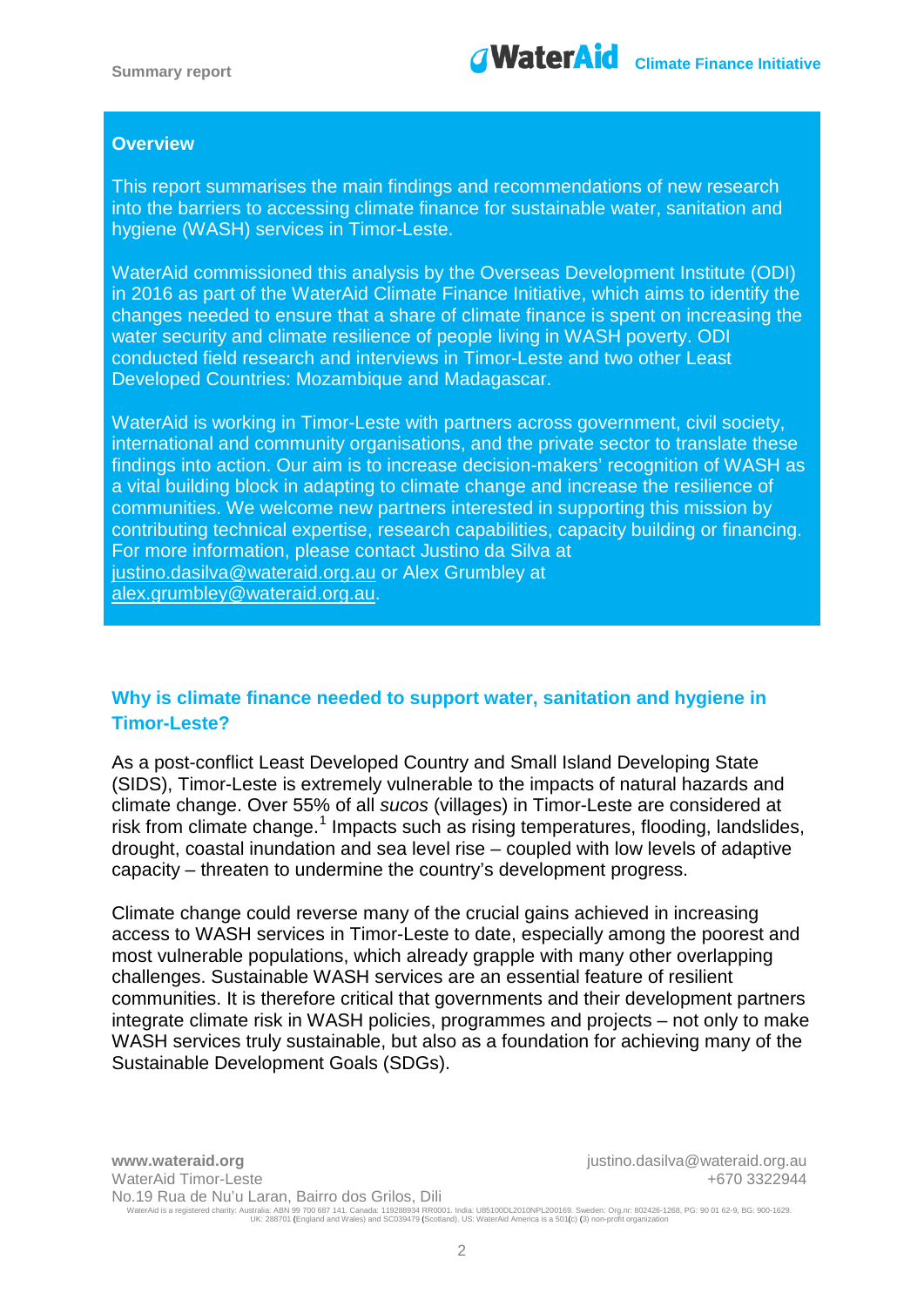## Overview

This report summarises the main findings and recommendations of new research into the barriers to accessing climate finance for sustainable water, sanitation and hygiene (WASH) services in Timor-Leste.

WaterAid commissioned this analysis by the Overseas Development Institute (ODI) in 2016 as part of the WaterAid Climate Finance Initiative, which aims to identify the changes needed to ensure that a share of climate finance is spent on increasing the water security and climate resilience of people living in WASH poverty. ODI conducted field research and interviews in Timor-Leste and two other Least Developed Countries: Mozambique and Madagascar.

WaterAid is working in Timor-Leste with partners across government, civil society, international and community organisations, and the private sector to translate these findings into action. Our aim is to increase decision-makers' recognition of WASH as a vital building block in adapting to climate change and increase the resilience of communities. We welcome new partners interested in supporting this mission by contributing technical expertise, research capabilities, capacity building or financing. For more information, please contact Justino da Silva at justino.dasilva@wateraid.org.au or Alex Grumbley at alex.grumbley@wateraid.org.au.

## Why is climate finance needed to support water, sanitation and hygiene in Timor-Leste?

As a post-conflict Least Developed Country and Small Island Developing State (SIDS), Timor-Leste is extremely vulnerable to the impacts of natural hazards and climate change. Over 55% of all *sucos* (villages) in Timor-Leste are considered at risk from climate change.[1] Impacts such as rising temperatures, flooding, landslides, drought, coastal inundation and sea level rise – coupled with low levels of adaptive capacity – threaten to undermine the country's development progress.

Climate change could reverse many of the crucial gains achieved in increasing access to WASH services in Timor-Leste to date, especially among the poorest and most vulnerable populations, which already grapple with many other overlapping challenges. Sustainable WASH services are an essential feature of resilient communities. It is therefore critical that governments and their development partners integrate climate risk in WASH policies, programmes and projects – not only to make WASH services truly sustainable, but also as a foundation for achieving many of the Sustainable Development Goals (SDGs).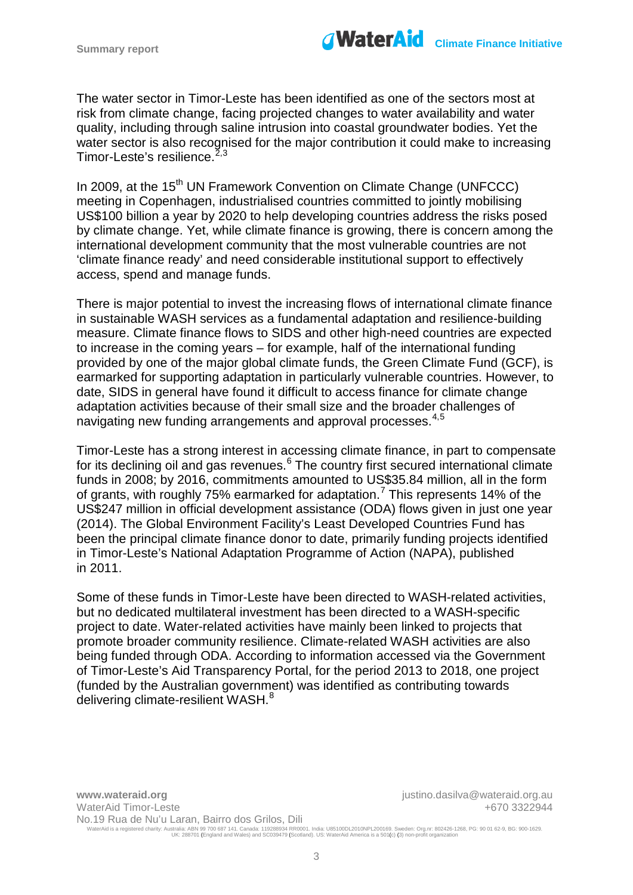The water sector in Timor-Leste has been identified as one of the sectors most at risk from climate change, facing projected changes to water availability and water quality, including through saline intrusion into coastal groundwater bodies. Yet the water sector is also recognised for the major contribution it could make to increasing Timor-Leste's resilience.[2,3]

In 2009, at the 15th UN Framework Convention on Climate Change (UNFCCC) meeting in Copenhagen, industrialised countries committed to jointly mobilising US$100 billion a year by 2020 to help developing countries address the risks posed by climate change. Yet, while climate finance is growing, there is concern among the international development community that the most vulnerable countries are not 'climate finance ready' and need considerable institutional support to effectively access, spend and manage funds.

There is major potential to invest the increasing flows of international climate finance in sustainable WASH services as a fundamental adaptation and resilience-building measure. Climate finance flows to SIDS and other high-need countries are expected to increase in the coming years – for example, half of the international funding provided by one of the major global climate funds, the Green Climate Fund (GCF), is earmarked for supporting adaptation in particularly vulnerable countries. However, to date, SIDS in general have found it difficult to access finance for climate change adaptation activities because of their small size and the broader challenges of navigating new funding arrangements and approval processes.[4,5]

Timor-Leste has a strong interest in accessing climate finance, in part to compensate for its declining oil and gas revenues.[6] The country first secured international climate funds in 2008; by 2016, commitments amounted to US$35.84 million, all in the form of grants, with roughly 75% earmarked for adaptation.[7] This represents 14% of the US$247 million in official development assistance (ODA) flows given in just one year (2014). The Global Environment Facility's Least Developed Countries Fund has been the principal climate finance donor to date, primarily funding projects identified in Timor-Leste's National Adaptation Programme of Action (NAPA), published in 2011.

Some of these funds in Timor-Leste have been directed to WASH-related activities, but no dedicated multilateral investment has been directed to a WASH-specific project to date. Water-related activities have mainly been linked to projects that promote broader community resilience. Climate-related WASH activities are also being funded through ODA. According to information accessed via the Government of Timor-Leste's Aid Transparency Portal, for the period 2013 to 2018, one project (funded by the Australian government) was identified as contributing towards delivering climate-resilient WASH.[8]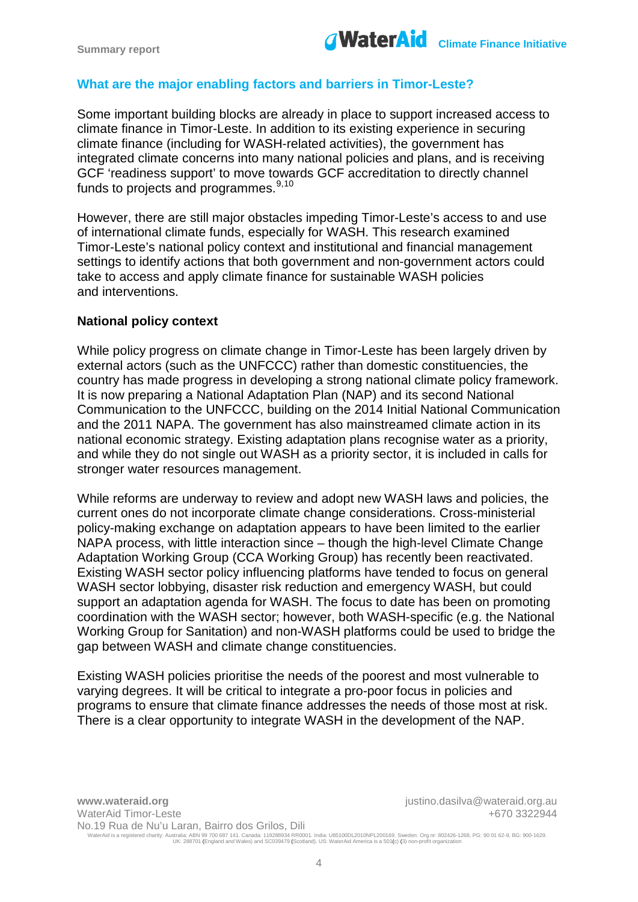## What are the major enabling factors and barriers in Timor-Leste?

Some important building blocks are already in place to support increased access to climate finance in Timor-Leste. In addition to its existing experience in securing climate finance (including for WASH-related activities), the government has integrated climate concerns into many national policies and plans, and is receiving GCF 'readiness support' to move towards GCF accreditation to directly channel funds to projects and programmes.[9,10]

However, there are still major obstacles impeding Timor-Leste's access to and use of international climate funds, especially for WASH. This research examined Timor-Leste's national policy context and institutional and financial management settings to identify actions that both government and non-government actors could take to access and apply climate finance for sustainable WASH policies and interventions.

### National policy context

While policy progress on climate change in Timor-Leste has been largely driven by external actors (such as the UNFCCC) rather than domestic constituencies, the country has made progress in developing a strong national climate policy framework. It is now preparing a National Adaptation Plan (NAP) and its second National Communication to the UNFCCC, building on the 2014 Initial National Communication and the 2011 NAPA. The government has also mainstreamed climate action in its national economic strategy. Existing adaptation plans recognise water as a priority, and while they do not single out WASH as a priority sector, it is included in calls for stronger water resources management.

While reforms are underway to review and adopt new WASH laws and policies, the current ones do not incorporate climate change considerations. Cross-ministerial policy-making exchange on adaptation appears to have been limited to the earlier NAPA process, with little interaction since – though the high-level Climate Change Adaptation Working Group (CCA Working Group) has recently been reactivated. Existing WASH sector policy influencing platforms have tended to focus on general WASH sector lobbying, disaster risk reduction and emergency WASH, but could support an adaptation agenda for WASH. The focus to date has been on promoting coordination with the WASH sector; however, both WASH-specific (e.g. the National Working Group for Sanitation) and non-WASH platforms could be used to bridge the gap between WASH and climate change constituencies.

Existing WASH policies prioritise the needs of the poorest and most vulnerable to varying degrees. It will be critical to integrate a pro-poor focus in policies and programs to ensure that climate finance addresses the needs of those most at risk. There is a clear opportunity to integrate WASH in the development of the NAP.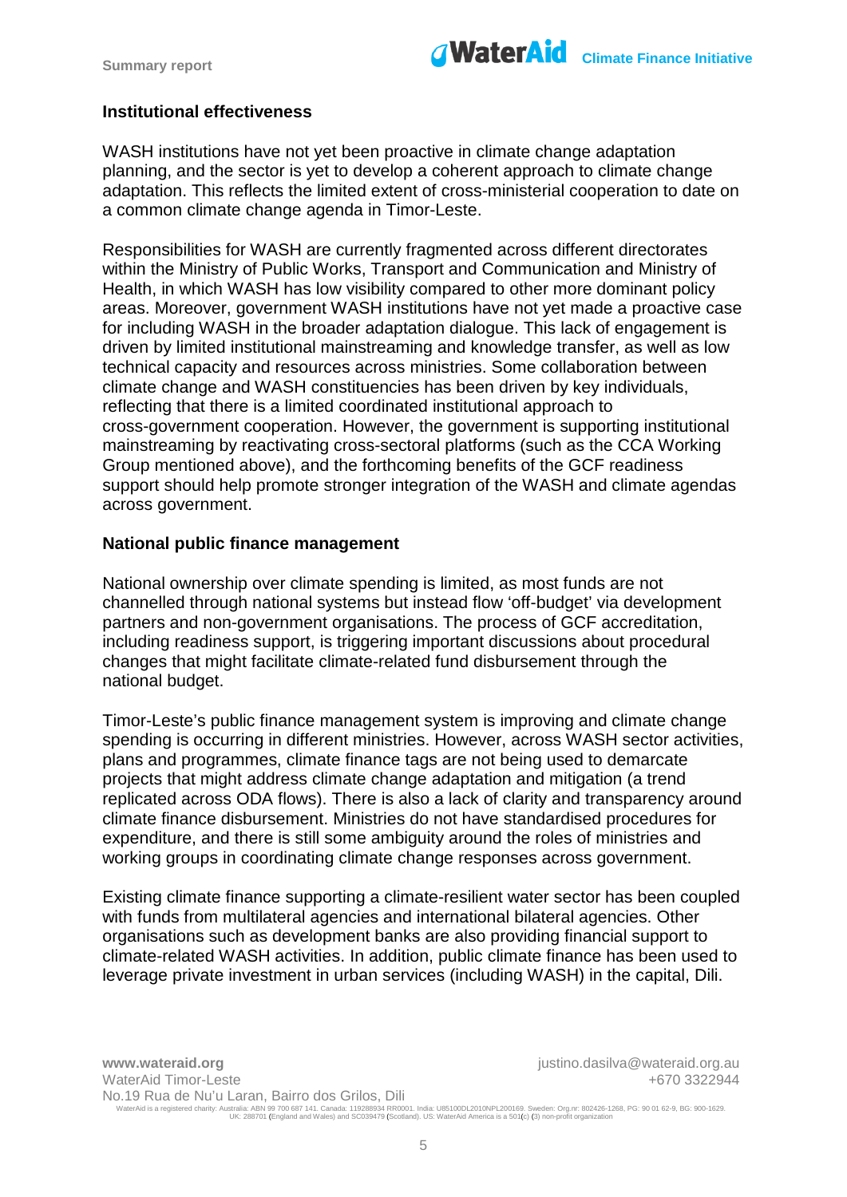### Institutional effectiveness

WASH institutions have not yet been proactive in climate change adaptation planning, and the sector is yet to develop a coherent approach to climate change adaptation. This reflects the limited extent of cross-ministerial cooperation to date on a common climate change agenda in Timor-Leste.

Responsibilities for WASH are currently fragmented across different directorates within the Ministry of Public Works, Transport and Communication and Ministry of Health, in which WASH has low visibility compared to other more dominant policy areas. Moreover, government WASH institutions have not yet made a proactive case for including WASH in the broader adaptation dialogue. This lack of engagement is driven by limited institutional mainstreaming and knowledge transfer, as well as low technical capacity and resources across ministries. Some collaboration between climate change and WASH constituencies has been driven by key individuals, reflecting that there is a limited coordinated institutional approach to cross-government cooperation. However, the government is supporting institutional mainstreaming by reactivating cross-sectoral platforms (such as the CCA Working Group mentioned above), and the forthcoming benefits of the GCF readiness support should help promote stronger integration of the WASH and climate agendas across government.

### National public finance management

National ownership over climate spending is limited, as most funds are not channelled through national systems but instead flow 'off-budget' via development partners and non-government organisations. The process of GCF accreditation, including readiness support, is triggering important discussions about procedural changes that might facilitate climate-related fund disbursement through the national budget.

Timor-Leste's public finance management system is improving and climate change spending is occurring in different ministries. However, across WASH sector activities, plans and programmes, climate finance tags are not being used to demarcate projects that might address climate change adaptation and mitigation (a trend replicated across ODA flows). There is also a lack of clarity and transparency around climate finance disbursement. Ministries do not have standardised procedures for expenditure, and there is still some ambiguity around the roles of ministries and working groups in coordinating climate change responses across government.

Existing climate finance supporting a climate-resilient water sector has been coupled with funds from multilateral agencies and international bilateral agencies. Other organisations such as development banks are also providing financial support to climate-related WASH activities. In addition, public climate finance has been used to leverage private investment in urban services (including WASH) in the capital, Dili.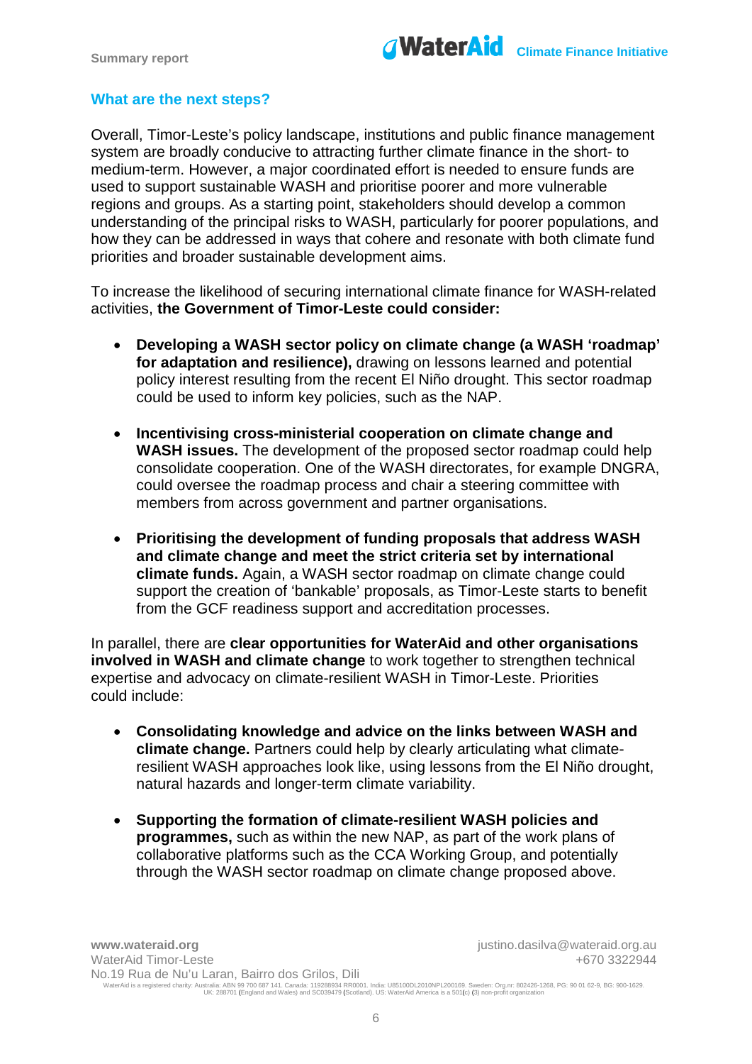## What are the next steps?

Overall, Timor-Leste's policy landscape, institutions and public finance management system are broadly conducive to attracting further climate finance in the short- to medium-term. However, a major coordinated effort is needed to ensure funds are used to support sustainable WASH and prioritise poorer and more vulnerable regions and groups. As a starting point, stakeholders should develop a common understanding of the principal risks to WASH, particularly for poorer populations, and how they can be addressed in ways that cohere and resonate with both climate fund priorities and broader sustainable development aims.

To increase the likelihood of securing international climate finance for WASH-related activities, **the Government of Timor-Leste could consider:**

- **Developing a WASH sector policy on climate change (a WASH 'roadmap' for adaptation and resilience),** drawing on lessons learned and potential policy interest resulting from the recent El Niño drought. This sector roadmap could be used to inform key policies, such as the NAP.
- **Incentivising cross-ministerial cooperation on climate change and WASH issues.** The development of the proposed sector roadmap could help consolidate cooperation. One of the WASH directorates, for example DNGRA, could oversee the roadmap process and chair a steering committee with members from across government and partner organisations.
- **Prioritising the development of funding proposals that address WASH and climate change and meet the strict criteria set by international climate funds.** Again, a WASH sector roadmap on climate change could support the creation of 'bankable' proposals, as Timor-Leste starts to benefit from the GCF readiness support and accreditation processes.

In parallel, there are **clear opportunities for WaterAid and other organisations involved in WASH and climate change** to work together to strengthen technical expertise and advocacy on climate-resilient WASH in Timor-Leste. Priorities could include:

- **Consolidating knowledge and advice on the links between WASH and climate change.** Partners could help by clearly articulating what climate-resilient WASH approaches look like, using lessons from the El Niño drought, natural hazards and longer-term climate variability.
- **Supporting the formation of climate-resilient WASH policies and programmes,** such as within the new NAP, as part of the work plans of collaborative platforms such as the CCA Working Group, and potentially through the WASH sector roadmap on climate change proposed above.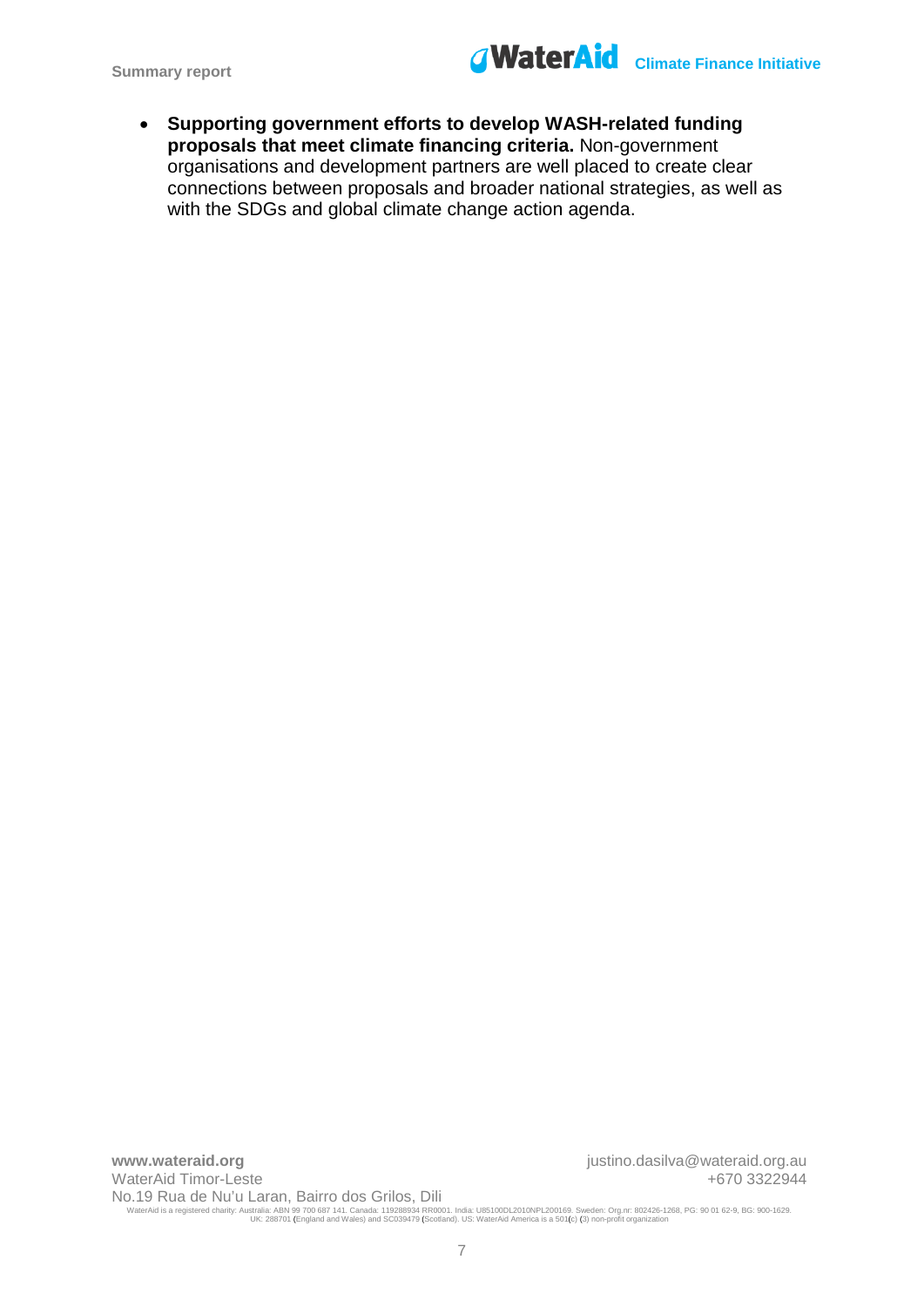- **Supporting government efforts to develop WASH-related funding proposals that meet climate financing criteria.** Non-government organisations and development partners are well placed to create clear connections between proposals and broader national strategies, as well as with the SDGs and global climate change action agenda.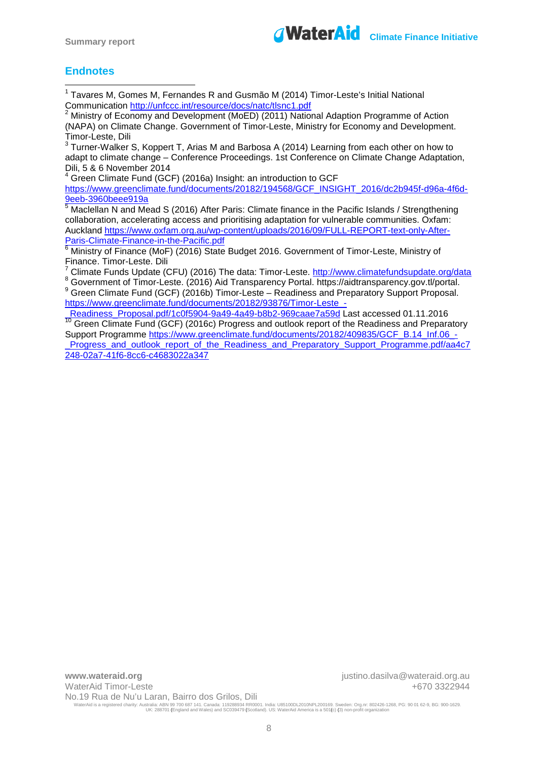## Endnotes

[1] Tavares M, Gomes M, Fernandes R and Gusmão M (2014) Timor-Leste's Initial National Communication http://unfccc.int/resource/docs/natc/tlsnc1.pdf

[2] Ministry of Economy and Development (MoED) (2011) National Adaption Programme of Action (NAPA) on Climate Change. Government of Timor-Leste, Ministry for Economy and Development. Timor-Leste, Dili

[3] Turner-Walker S, Koppert T, Arias M and Barbosa A (2014) Learning from each other on how to adapt to climate change – Conference Proceedings. 1st Conference on Climate Change Adaptation, Dili, 5 & 6 November 2014

[4] Green Climate Fund (GCF) (2016a) Insight: an introduction to GCF https://www.greenclimate.fund/documents/20182/194568/GCF_INSIGHT_2016/dc2b945f-d96a-4f6d-9eeb-3960beee919a

[5] Maclellan N and Mead S (2016) After Paris: Climate finance in the Pacific Islands / Strengthening collaboration, accelerating access and prioritising adaptation for vulnerable communities. Oxfam: Auckland https://www.oxfam.org.au/wp-content/uploads/2016/09/FULL-REPORT-text-only-After-Paris-Climate-Finance-in-the-Pacific.pdf

[6] Ministry of Finance (MoF) (2016) State Budget 2016. Government of Timor-Leste, Ministry of Finance. Timor-Leste. Dili

[7] Climate Funds Update (CFU) (2016) The data: Timor-Leste. http://www.climatefundsupdate.org/data

[8] Government of Timor-Leste. (2016) Aid Transparency Portal. https://aidtransparency.gov.tl/portal.

[9] Green Climate Fund (GCF) (2016b) Timor-Leste – Readiness and Preparatory Support Proposal. https://www.greenclimate.fund/documents/20182/93876/Timor-Leste_-_Readiness_Proposal.pdf/1c0f5904-9a49-4a49-b8b2-969caae7a59d Last accessed 01.11.2016

[10] Green Climate Fund (GCF) (2016c) Progress and outlook report of the Readiness and Preparatory Support Programme https://www.greenclimate.fund/documents/20182/409835/GCF_B.14_Inf.06_-_Progress_and_outlook_report_of_the_Readiness_and_Preparatory_Support_Programme.pdf/aa4c7248-02a7-41f6-8cc6-c4683022a347

**www.wateraid.org**
WaterAid Timor-Leste
No.19 Rua de Nu'u Laran, Bairro dos Grilos, Dili

justino.dasilva@wateraid.org.au
+670 3322944

WaterAid is a registered charity: Australia: ABN 99 700 687 141. Canada: 119288934 RR0001. India: U85100DL2010NPL200169. Sweden: Org.nr: 802426-1268, PG: 90 01 62-9, BG: 900-1629. UK: 288701 (England and Wales) and SC039479 (Scotland). US: WaterAid America is a 501(c) (3) non-profit organization